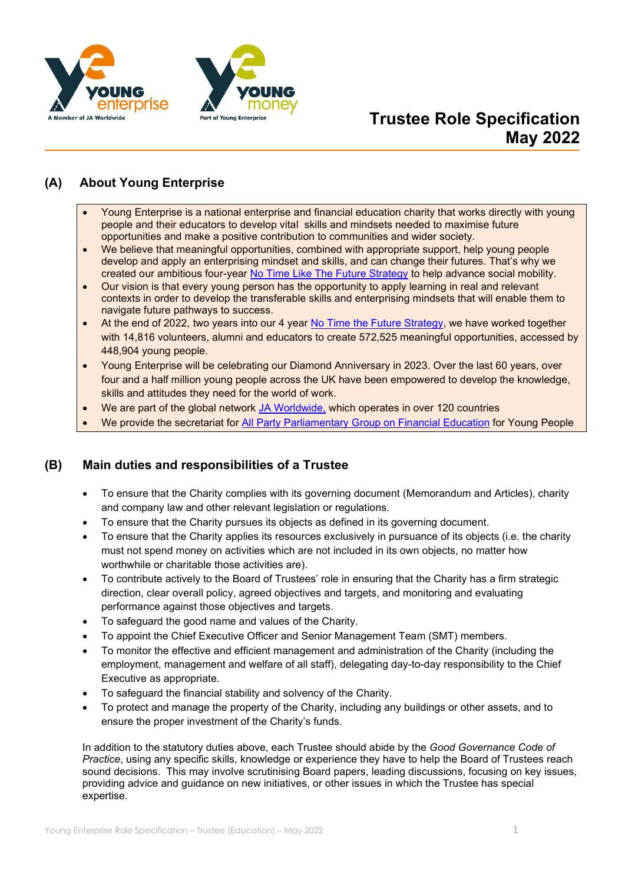# Trustee Role Specification
# May 2022

## (A) About Young Enterprise

- Young Enterprise is a national enterprise and financial education charity that works directly with young people and their educators to develop vital skills and mindsets needed to maximise future opportunities and make a positive contribution to communities and wider society.
- We believe that meaningful opportunities, combined with appropriate support, help young people develop and apply an enterprising mindset and skills, and can change their futures. That's why we created our ambitious four-year No Time Like The Future Strategy to help advance social mobility.
- Our vision is that every young person has the opportunity to apply learning in real and relevant contexts in order to develop the transferable skills and enterprising mindsets that will enable them to navigate future pathways to success.
- At the end of 2022, two years into our 4 year No Time the Future Strategy, we have worked together with 14,816 volunteers, alumni and educators to create 572,525 meaningful opportunities, accessed by 448,904 young people.
- Young Enterprise will be celebrating our Diamond Anniversary in 2023. Over the last 60 years, over four and a half million young people across the UK have been empowered to develop the knowledge, skills and attitudes they need for the world of work.
- We are part of the global network JA Worldwide, which operates in over 120 countries
- We provide the secretariat for All Party Parliamentary Group on Financial Education for Young People

## (B) Main duties and responsibilities of a Trustee

- To ensure that the Charity complies with its governing document (Memorandum and Articles), charity and company law and other relevant legislation or regulations.
- To ensure that the Charity pursues its objects as defined in its governing document.
- To ensure that the Charity applies its resources exclusively in pursuance of its objects (i.e. the charity must not spend money on activities which are not included in its own objects, no matter how worthwhile or charitable those activities are).
- To contribute actively to the Board of Trustees' role in ensuring that the Charity has a firm strategic direction, clear overall policy, agreed objectives and targets, and monitoring and evaluating performance against those objectives and targets.
- To safeguard the good name and values of the Charity.
- To appoint the Chief Executive Officer and Senior Management Team (SMT) members.
- To monitor the effective and efficient management and administration of the Charity (including the employment, management and welfare of all staff), delegating day-to-day responsibility to the Chief Executive as appropriate.
- To safeguard the financial stability and solvency of the Charity.
- To protect and manage the property of the Charity, including any buildings or other assets, and to ensure the proper investment of the Charity's funds.

In addition to the statutory duties above, each Trustee should abide by the *Good Governance Code of Practice*, using any specific skills, knowledge or experience they have to help the Board of Trustees reach sound decisions. This may involve scrutinising Board papers, leading discussions, focusing on key issues, providing advice and guidance on new initiatives, or other issues in which the Trustee has special expertise.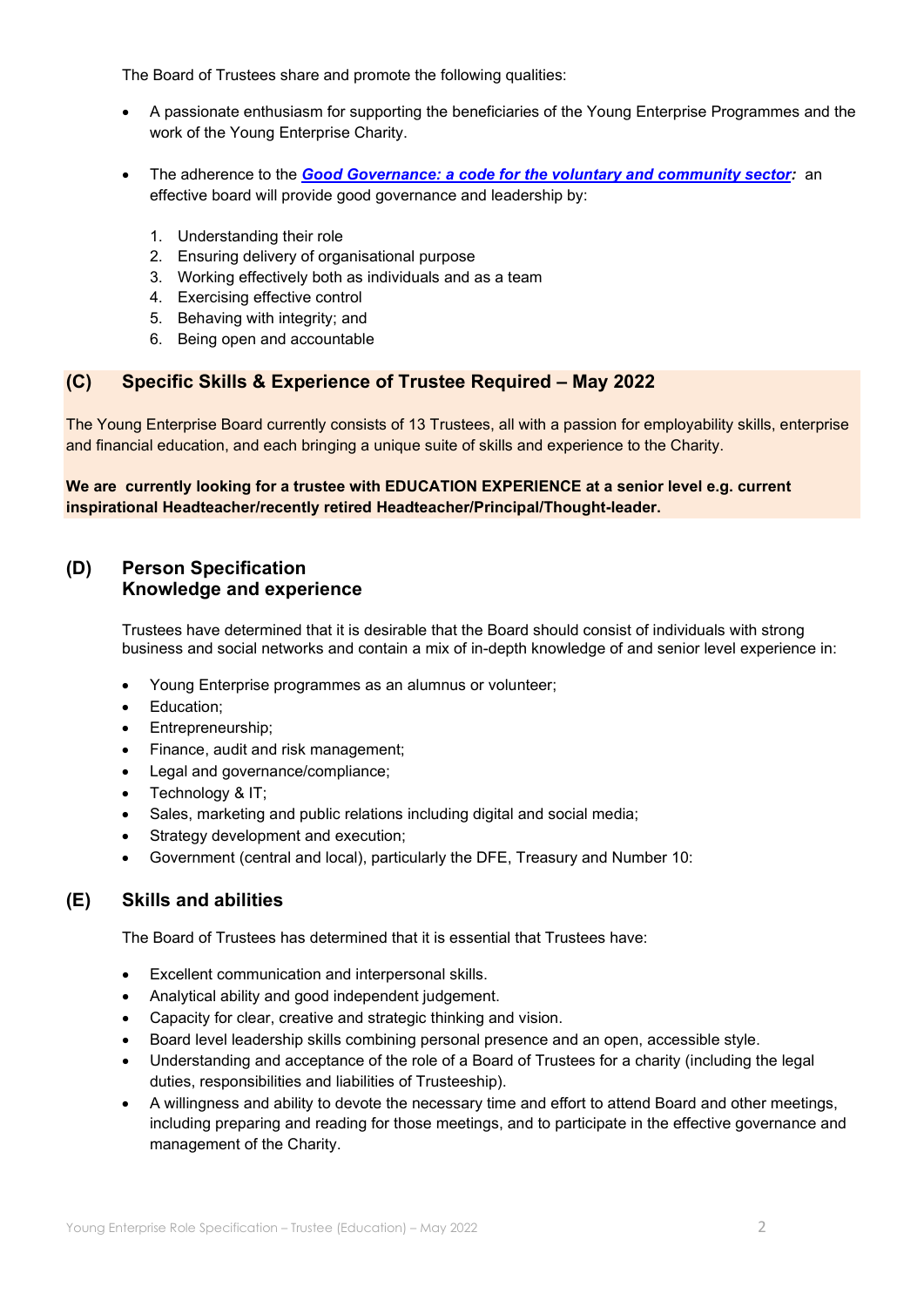The Board of Trustees share and promote the following qualities:

- A passionate enthusiasm for supporting the beneficiaries of the Young Enterprise Programmes and the work of the Young Enterprise Charity.
- The adherence to the ***Good Governance: a code for the voluntary and community sector:*** an effective board will provide good governance and leadership by:

  1. Understanding their role
  2. Ensuring delivery of organisational purpose
  3. Working effectively both as individuals and as a team
  4. Exercising effective control
  5. Behaving with integrity; and
  6. Being open and accountable

## (C) Specific Skills & Experience of Trustee Required – May 2022

The Young Enterprise Board currently consists of 13 Trustees, all with a passion for employability skills, enterprise and financial education, and each bringing a unique suite of skills and experience to the Charity.

**We are currently looking for a trustee with EDUCATION EXPERIENCE at a senior level e.g. current inspirational Headteacher/recently retired Headteacher/Principal/Thought-leader.**

## (D) Person Specification
## Knowledge and experience

Trustees have determined that it is desirable that the Board should consist of individuals with strong business and social networks and contain a mix of in-depth knowledge of and senior level experience in:

- Young Enterprise programmes as an alumnus or volunteer;
- Education;
- Entrepreneurship;
- Finance, audit and risk management;
- Legal and governance/compliance;
- Technology & IT;
- Sales, marketing and public relations including digital and social media;
- Strategy development and execution;
- Government (central and local), particularly the DFE, Treasury and Number 10:

## (E) Skills and abilities

The Board of Trustees has determined that it is essential that Trustees have:

- Excellent communication and interpersonal skills.
- Analytical ability and good independent judgement.
- Capacity for clear, creative and strategic thinking and vision.
- Board level leadership skills combining personal presence and an open, accessible style.
- Understanding and acceptance of the role of a Board of Trustees for a charity (including the legal duties, responsibilities and liabilities of Trusteeship).
- A willingness and ability to devote the necessary time and effort to attend Board and other meetings, including preparing and reading for those meetings, and to participate in the effective governance and management of the Charity.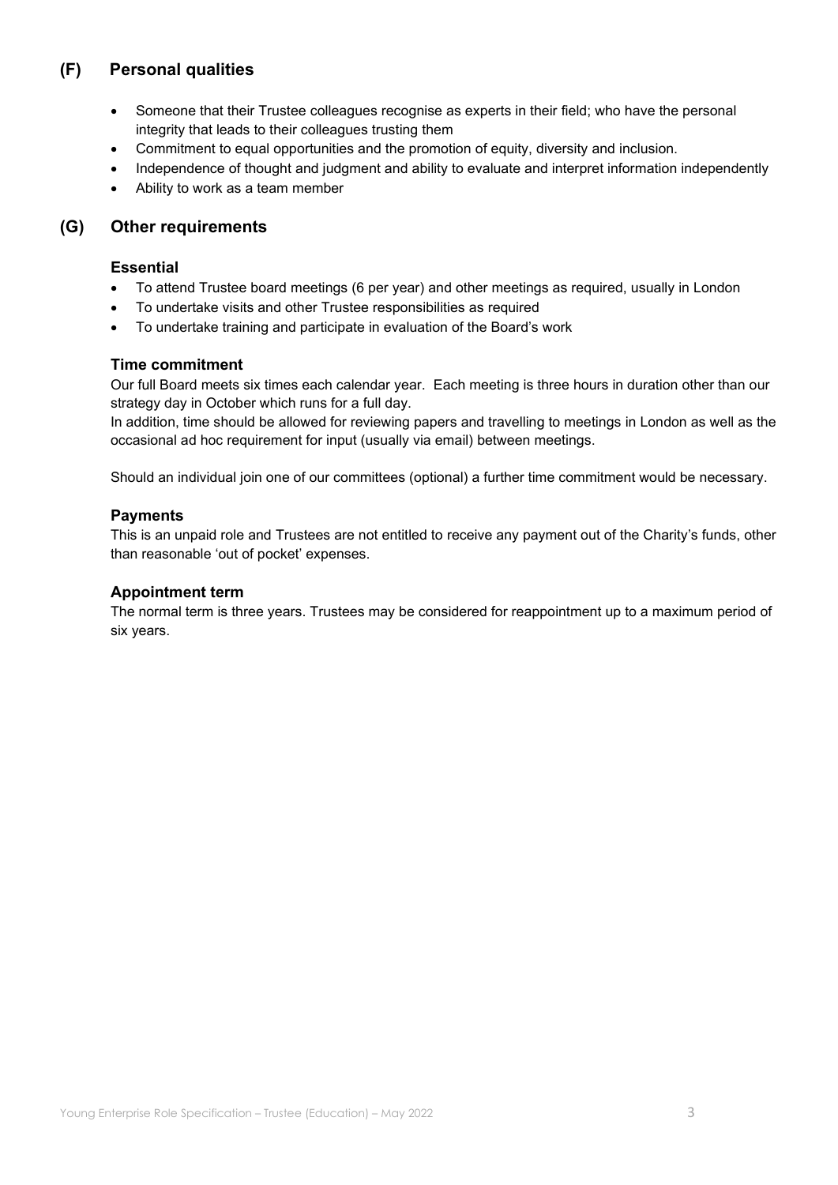## (F) Personal qualities

- Someone that their Trustee colleagues recognise as experts in their field; who have the personal integrity that leads to their colleagues trusting them
- Commitment to equal opportunities and the promotion of equity, diversity and inclusion.
- Independence of thought and judgment and ability to evaluate and interpret information independently
- Ability to work as a team member

## (G) Other requirements

### Essential

- To attend Trustee board meetings (6 per year) and other meetings as required, usually in London
- To undertake visits and other Trustee responsibilities as required
- To undertake training and participate in evaluation of the Board's work

### Time commitment

Our full Board meets six times each calendar year. Each meeting is three hours in duration other than our strategy day in October which runs for a full day.
In addition, time should be allowed for reviewing papers and travelling to meetings in London as well as the occasional ad hoc requirement for input (usually via email) between meetings.

Should an individual join one of our committees (optional) a further time commitment would be necessary.

### Payments

This is an unpaid role and Trustees are not entitled to receive any payment out of the Charity's funds, other than reasonable 'out of pocket' expenses.

### Appointment term

The normal term is three years. Trustees may be considered for reappointment up to a maximum period of six years.